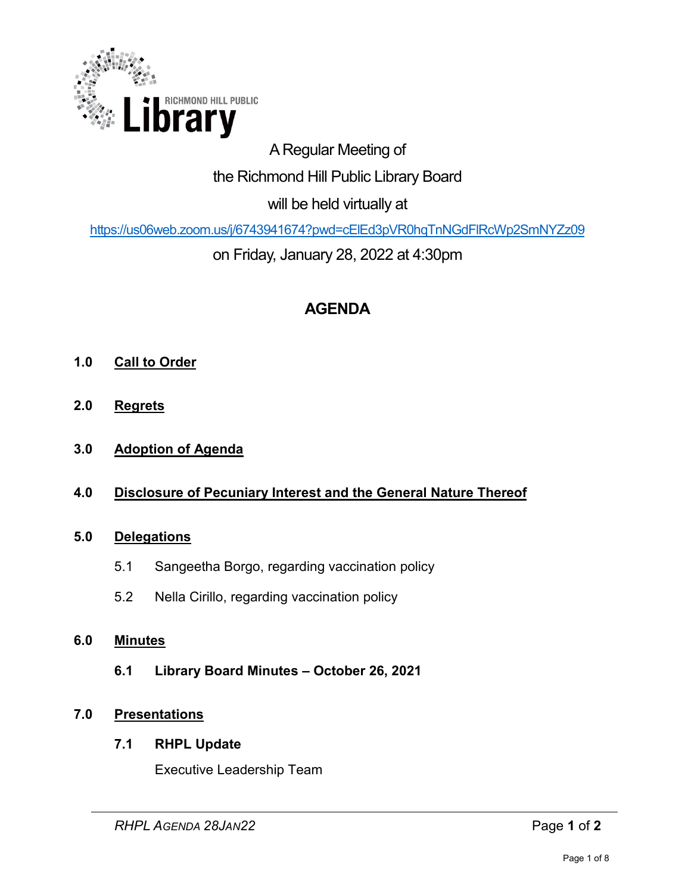RICHMOND HILL PUBLIC **Library**

A Regular Meeting of

the Richmond Hill Public Library Board

will be held virtually at

https://us06web.zoom.us/j/6743941674?pwd=cElEd3pVR0hqTnNGdFlRcWp2SmNYZz09

on Friday, January 28, 2022 at 4:30pm

# AGENDA

**1.0 Call to Order**

**2.0 Regrets**

**3.0 Adoption of Agenda**

**4.0 Disclosure of Pecuniary Interest and the General Nature Thereof**

**5.0 Delegations**

5.1 Sangeetha Borgo, regarding vaccination policy

5.2 Nella Cirillo, regarding vaccination policy

**6.0 Minutes**

**6.1 Library Board Minutes – October 26, 2021**

**7.0 Presentations**

**7.1 RHPL Update**

Executive Leadership Team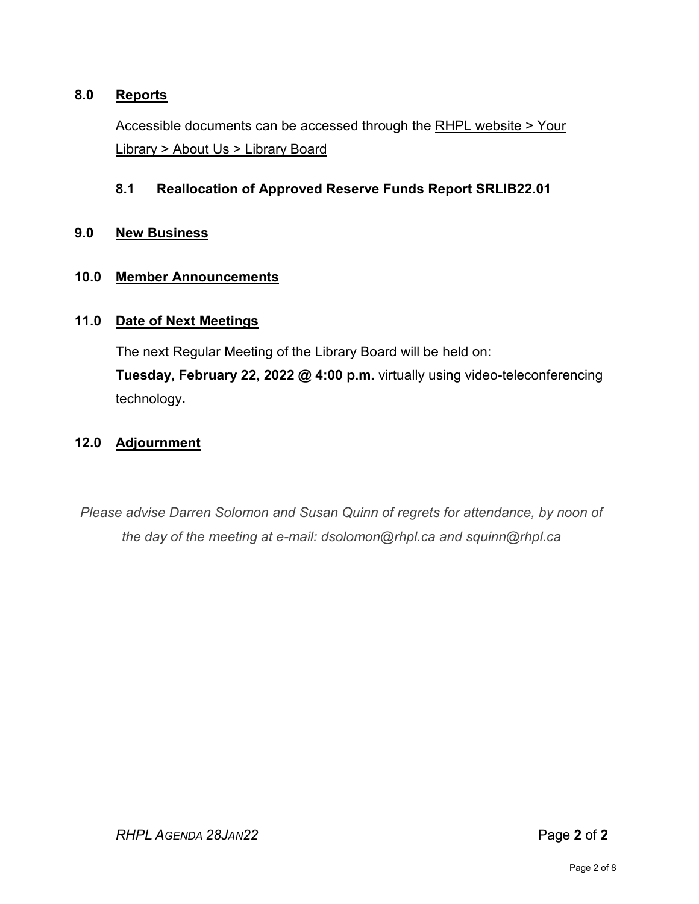## 8.0 Reports

Accessible documents can be accessed through the RHPL website > Your Library > About Us > Library Board

### 8.1 Reallocation of Approved Reserve Funds Report SRLIB22.01

## 9.0 New Business

## 10.0 Member Announcements

## 11.0 Date of Next Meetings

The next Regular Meeting of the Library Board will be held on:
**Tuesday, February 22, 2022 @ 4:00 p.m.** virtually using video-teleconferencing technology**.**

## 12.0 Adjournment

*Please advise Darren Solomon and Susan Quinn of regrets for attendance, by noon of the day of the meeting at e-mail: dsolomon@rhpl.ca and squinn@rhpl.ca*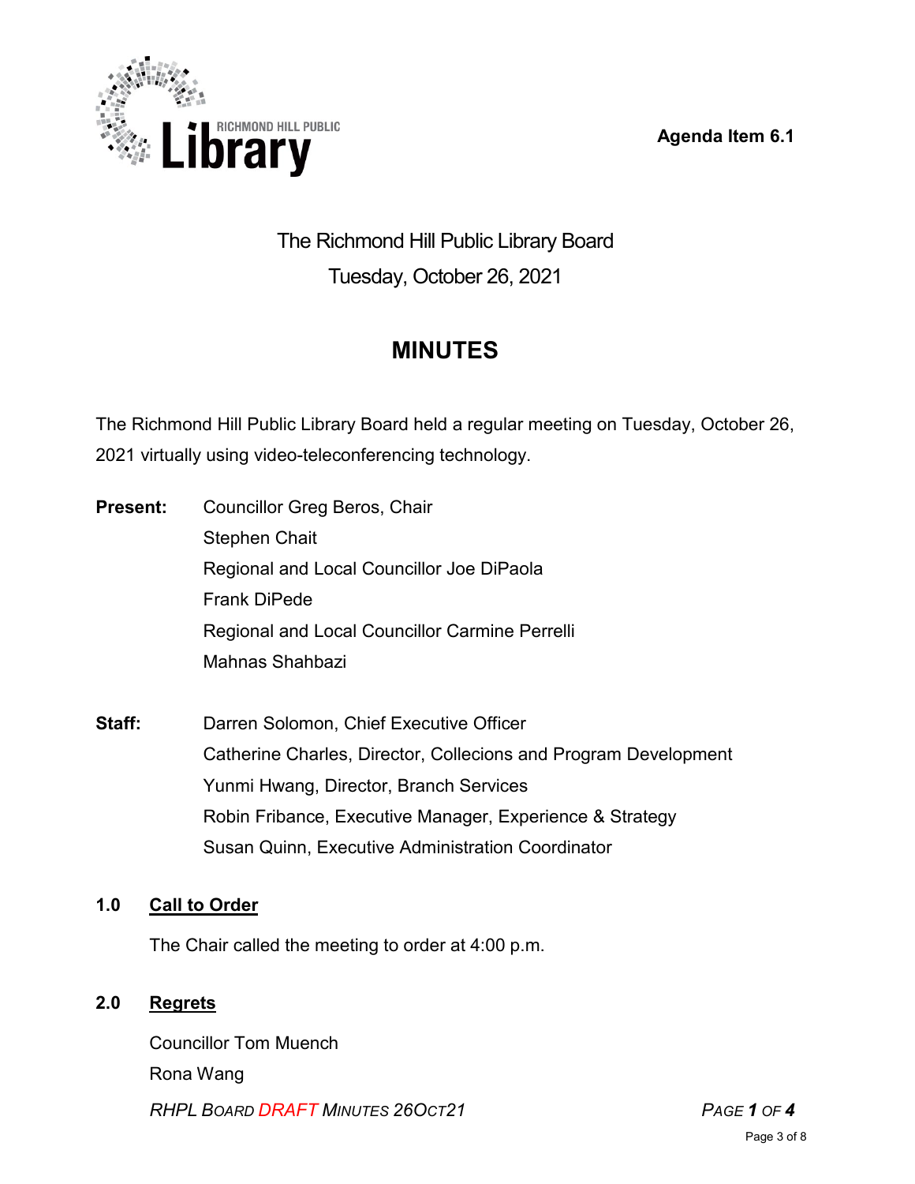Agenda Item 6.1

# The Richmond Hill Public Library Board
Tuesday, October 26, 2021

## MINUTES

The Richmond Hill Public Library Board held a regular meeting on Tuesday, October 26, 2021 virtually using video-teleconferencing technology.

**Present:** Councillor Greg Beros, Chair
Stephen Chait
Regional and Local Councillor Joe DiPaola
Frank DiPede
Regional and Local Councillor Carmine Perrelli
Mahnas Shahbazi

**Staff:** Darren Solomon, Chief Executive Officer
Catherine Charles, Director, Collecions and Program Development
Yunmi Hwang, Director, Branch Services
Robin Fribance, Executive Manager, Experience & Strategy
Susan Quinn, Executive Administration Coordinator

### 1.0 Call to Order

The Chair called the meeting to order at 4:00 p.m.

### 2.0 Regrets

Councillor Tom Muench
Rona Wang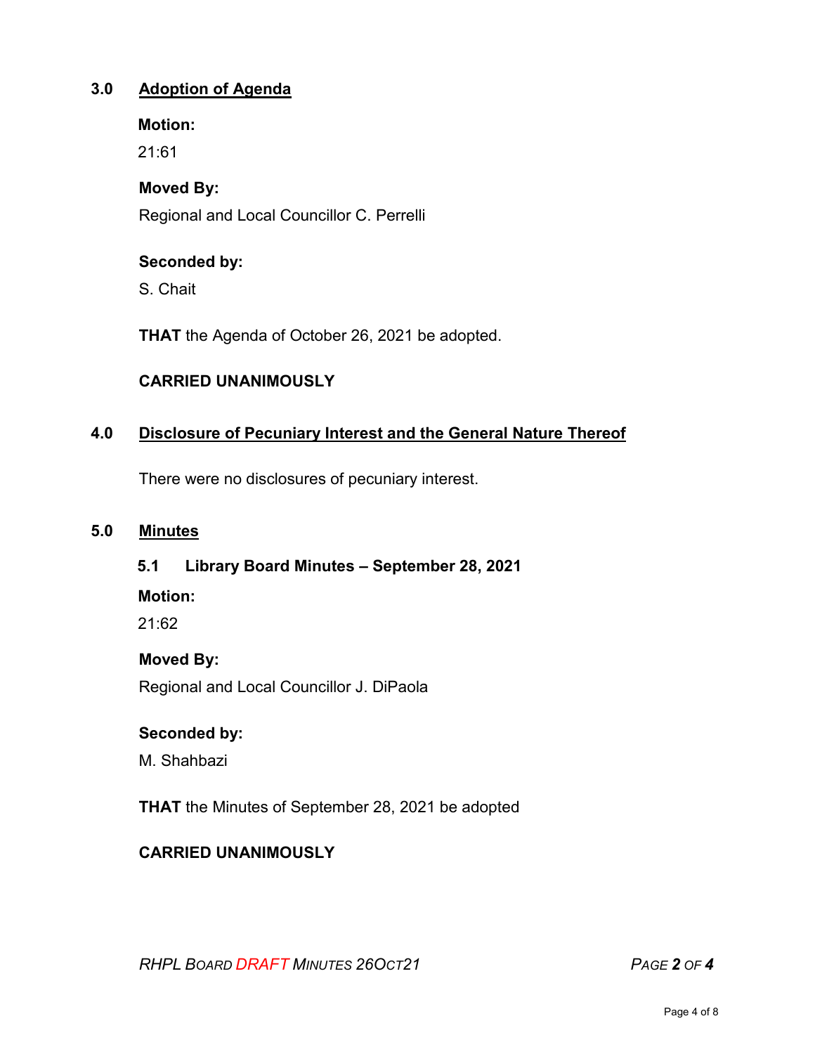## 3.0 Adoption of Agenda

**Motion:**

21:61

**Moved By:**

Regional and Local Councillor C. Perrelli

**Seconded by:**

S. Chait

**THAT** the Agenda of October 26, 2021 be adopted.

**CARRIED UNANIMOUSLY**

## 4.0 Disclosure of Pecuniary Interest and the General Nature Thereof

There were no disclosures of pecuniary interest.

## 5.0 Minutes

### 5.1 Library Board Minutes – September 28, 2021

**Motion:**

21:62

**Moved By:**

Regional and Local Councillor J. DiPaola

**Seconded by:**

M. Shahbazi

**THAT** the Minutes of September 28, 2021 be adopted

**CARRIED UNANIMOUSLY**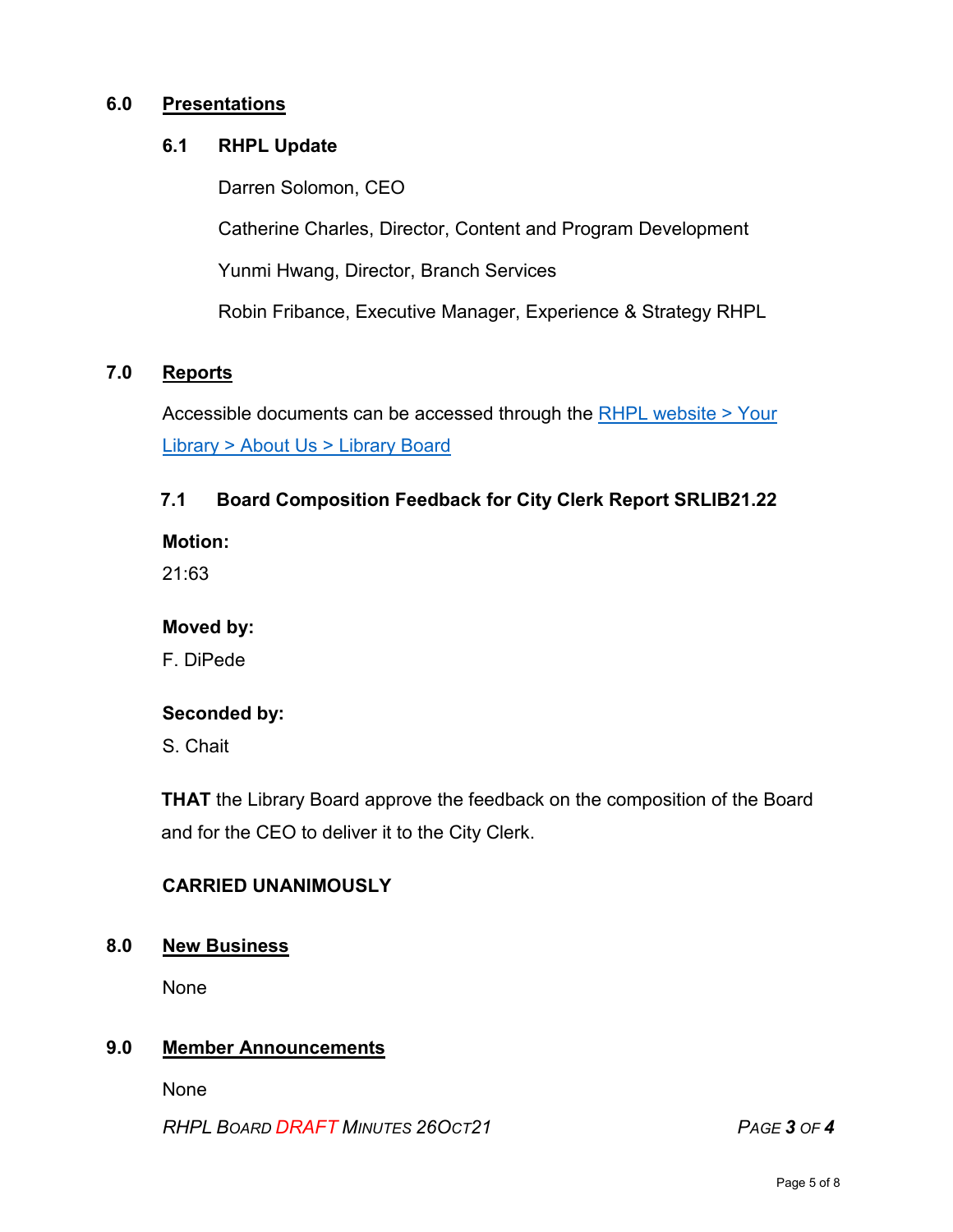## 6.0 Presentations

### 6.1 RHPL Update

Darren Solomon, CEO

Catherine Charles, Director, Content and Program Development

Yunmi Hwang, Director, Branch Services

Robin Fribance, Executive Manager, Experience & Strategy RHPL

## 7.0 Reports

Accessible documents can be accessed through the [RHPL website > Your Library > About Us > Library Board]

### 7.1 Board Composition Feedback for City Clerk Report SRLIB21.22

**Motion:**

21:63

**Moved by:**

F. DiPede

**Seconded by:**

S. Chait

**THAT** the Library Board approve the feedback on the composition of the Board and for the CEO to deliver it to the City Clerk.

**CARRIED UNANIMOUSLY**

## 8.0 New Business

None

## 9.0 Member Announcements

None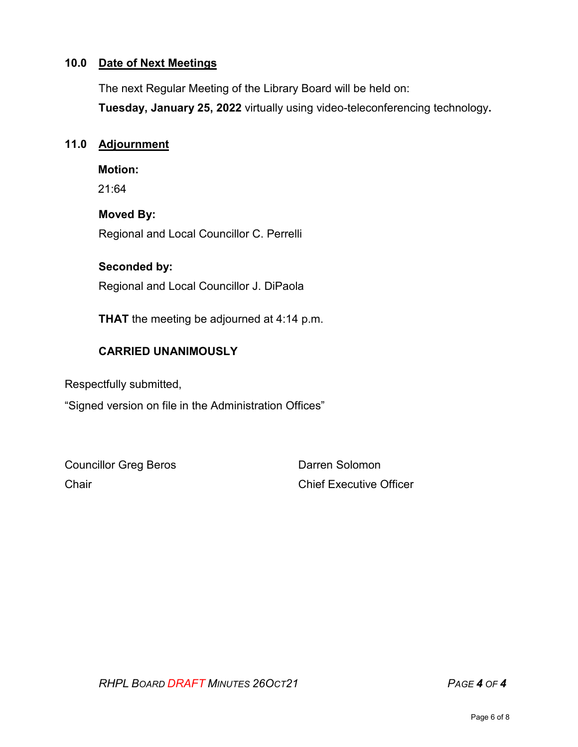## 10.0 Date of Next Meetings

The next Regular Meeting of the Library Board will be held on:

**Tuesday, January 25, 2022** virtually using video-teleconferencing technology**.**

## 11.0 Adjournment

**Motion:**

21:64

**Moved By:**

Regional and Local Councillor C. Perrelli

**Seconded by:**

Regional and Local Councillor J. DiPaola

**THAT** the meeting be adjourned at 4:14 p.m.

**CARRIED UNANIMOUSLY**

Respectfully submitted,

"Signed version on file in the Administration Offices"

Councillor Greg Beros
Chair

Darren Solomon
Chief Executive Officer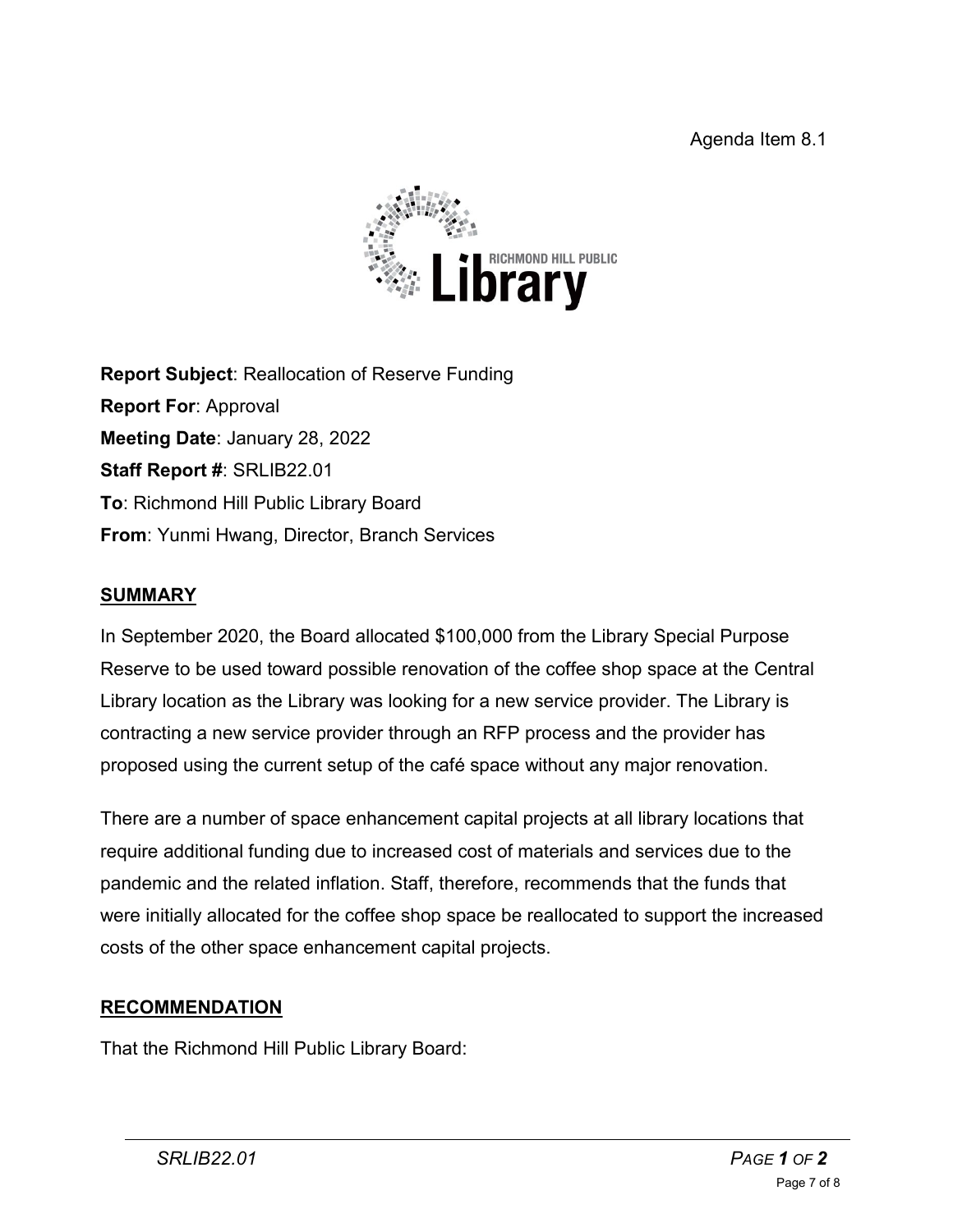Agenda Item 8.1

**Report Subject**: Reallocation of Reserve Funding

**Report For**: Approval

**Meeting Date**: January 28, 2022

**Staff Report #**: SRLIB22.01

**To**: Richmond Hill Public Library Board

**From**: Yunmi Hwang, Director, Branch Services

## SUMMARY

In September 2020, the Board allocated $100,000 from the Library Special Purpose Reserve to be used toward possible renovation of the coffee shop space at the Central Library location as the Library was looking for a new service provider. The Library is contracting a new service provider through an RFP process and the provider has proposed using the current setup of the café space without any major renovation.

There are a number of space enhancement capital projects at all library locations that require additional funding due to increased cost of materials and services due to the pandemic and the related inflation. Staff, therefore, recommends that the funds that were initially allocated for the coffee shop space be reallocated to support the increased costs of the other space enhancement capital projects.

## RECOMMENDATION

That the Richmond Hill Public Library Board: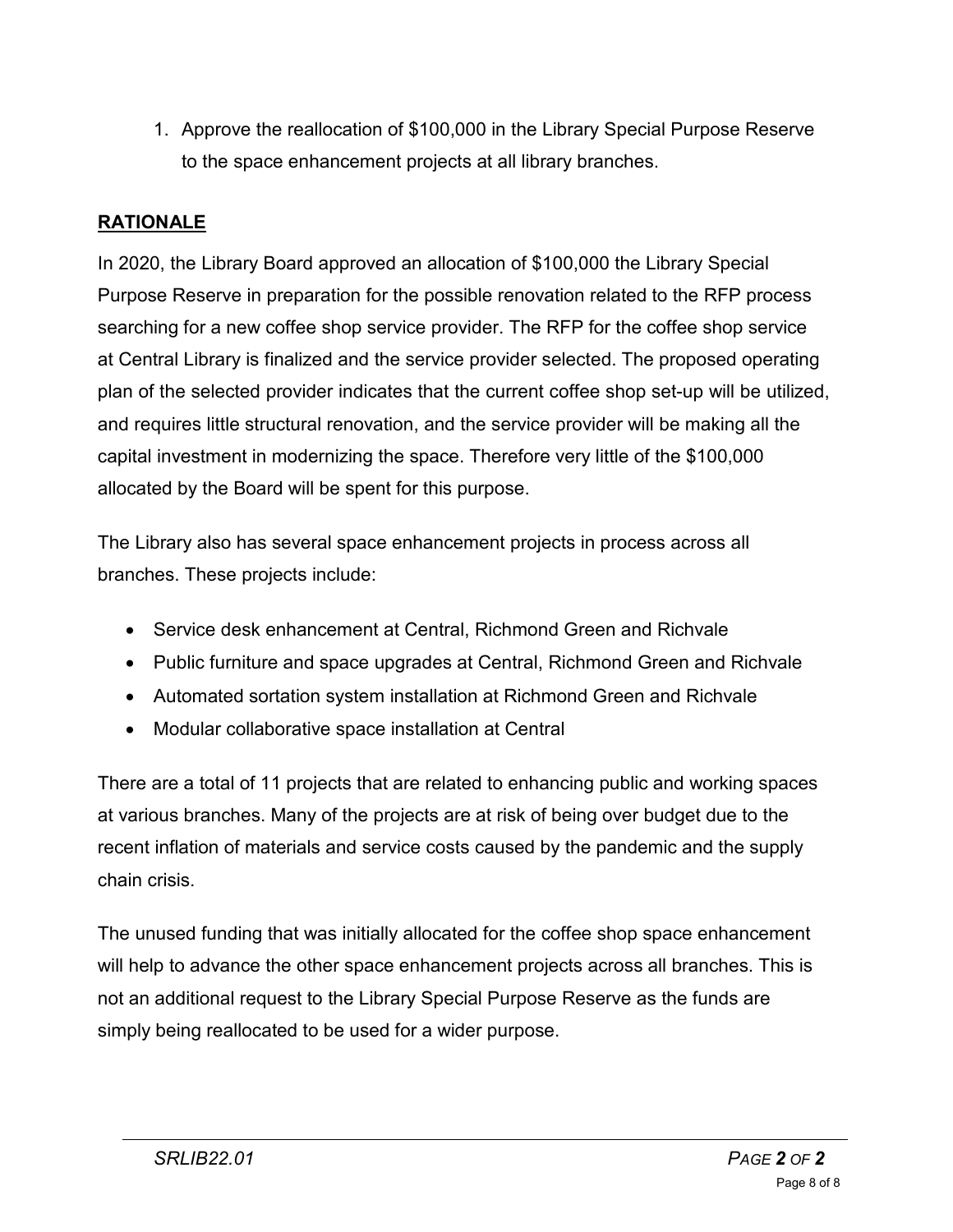1. Approve the reallocation of $100,000 in the Library Special Purpose Reserve to the space enhancement projects at all library branches.

## RATIONALE

In 2020, the Library Board approved an allocation of $100,000 the Library Special Purpose Reserve in preparation for the possible renovation related to the RFP process searching for a new coffee shop service provider. The RFP for the coffee shop service at Central Library is finalized and the service provider selected. The proposed operating plan of the selected provider indicates that the current coffee shop set-up will be utilized, and requires little structural renovation, and the service provider will be making all the capital investment in modernizing the space. Therefore very little of the $100,000 allocated by the Board will be spent for this purpose.

The Library also has several space enhancement projects in process across all branches. These projects include:

- Service desk enhancement at Central, Richmond Green and Richvale
- Public furniture and space upgrades at Central, Richmond Green and Richvale
- Automated sortation system installation at Richmond Green and Richvale
- Modular collaborative space installation at Central

There are a total of 11 projects that are related to enhancing public and working spaces at various branches. Many of the projects are at risk of being over budget due to the recent inflation of materials and service costs caused by the pandemic and the supply chain crisis.

The unused funding that was initially allocated for the coffee shop space enhancement will help to advance the other space enhancement projects across all branches. This is not an additional request to the Library Special Purpose Reserve as the funds are simply being reallocated to be used for a wider purpose.